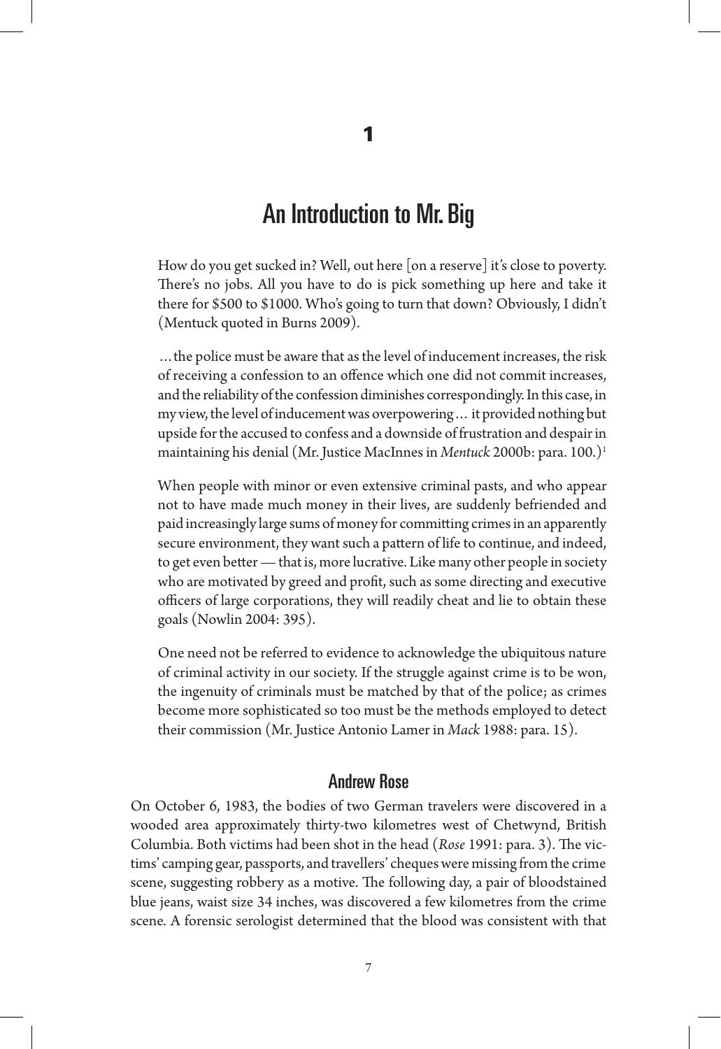# 1

# An Introduction to Mr. Big

> How do you get sucked in? Well, out here [on a reserve] it's close to poverty. There's no jobs. All you have to do is pick something up here and take it there for $500 to $1000. Who's going to turn that down? Obviously, I didn't (Mentuck quoted in Burns 2009).

> …the police must be aware that as the level of inducement increases, the risk of receiving a confession to an offence which one did not commit increases, and the reliability of the confession diminishes correspondingly. In this case, in my view, the level of inducement was overpowering… it provided nothing but upside for the accused to confess and a downside of frustration and despair in maintaining his denial (Mr. Justice MacInnes in *Mentuck* 2000b: para. 100.)[1]

> When people with minor or even extensive criminal pasts, and who appear not to have made much money in their lives, are suddenly befriended and paid increasingly large sums of money for committing crimes in an apparently secure environment, they want such a pattern of life to continue, and indeed, to get even better — that is, more lucrative. Like many other people in society who are motivated by greed and profit, such as some directing and executive officers of large corporations, they will readily cheat and lie to obtain these goals (Nowlin 2004: 395).

> One need not be referred to evidence to acknowledge the ubiquitous nature of criminal activity in our society. If the struggle against crime is to be won, the ingenuity of criminals must be matched by that of the police; as crimes become more sophisticated so too must be the methods employed to detect their commission (Mr. Justice Antonio Lamer in *Mack* 1988: para. 15).

## Andrew Rose

On October 6, 1983, the bodies of two German travelers were discovered in a wooded area approximately thirty-two kilometres west of Chetwynd, British Columbia. Both victims had been shot in the head (*Rose* 1991: para. 3). The victims' camping gear, passports, and travellers' cheques were missing from the crime scene, suggesting robbery as a motive. The following day, a pair of bloodstained blue jeans, waist size 34 inches, was discovered a few kilometres from the crime scene. A forensic serologist determined that the blood was consistent with that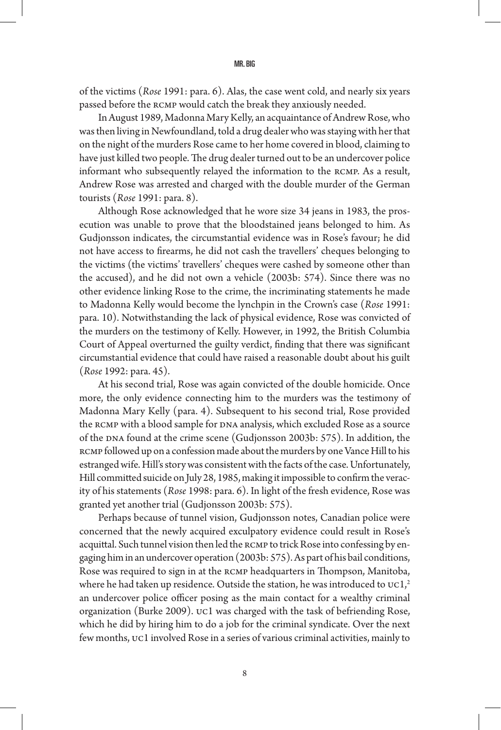of the victims (*Rose* 1991: para. 6). Alas, the case went cold, and nearly six years passed before the RCMP would catch the break they anxiously needed.

In August 1989, Madonna Mary Kelly, an acquaintance of Andrew Rose, who was then living in Newfoundland, told a drug dealer who was staying with her that on the night of the murders Rose came to her home covered in blood, claiming to have just killed two people. The drug dealer turned out to be an undercover police informant who subsequently relayed the information to the RCMP. As a result, Andrew Rose was arrested and charged with the double murder of the German tourists (*Rose* 1991: para. 8).

Although Rose acknowledged that he wore size 34 jeans in 1983, the prosecution was unable to prove that the bloodstained jeans belonged to him. As Gudjonsson indicates, the circumstantial evidence was in Rose's favour; he did not have access to firearms, he did not cash the travellers' cheques belonging to the victims (the victims' travellers' cheques were cashed by someone other than the accused), and he did not own a vehicle (2003b: 574). Since there was no other evidence linking Rose to the crime, the incriminating statements he made to Madonna Kelly would become the lynchpin in the Crown's case (*Rose* 1991: para. 10). Notwithstanding the lack of physical evidence, Rose was convicted of the murders on the testimony of Kelly. However, in 1992, the British Columbia Court of Appeal overturned the guilty verdict, finding that there was significant circumstantial evidence that could have raised a reasonable doubt about his guilt (*Rose* 1992: para. 45).

At his second trial, Rose was again convicted of the double homicide. Once more, the only evidence connecting him to the murders was the testimony of Madonna Mary Kelly (para. 4). Subsequent to his second trial, Rose provided the RCMP with a blood sample for DNA analysis, which excluded Rose as a source of the DNA found at the crime scene (Gudjonsson 2003b: 575). In addition, the RCMP followed up on a confession made about the murders by one Vance Hill to his estranged wife. Hill's story was consistent with the facts of the case. Unfortunately, Hill committed suicide on July 28, 1985, making it impossible to confirm the veracity of his statements (*Rose* 1998: para. 6). In light of the fresh evidence, Rose was granted yet another trial (Gudjonsson 2003b: 575).

Perhaps because of tunnel vision, Gudjonsson notes, Canadian police were concerned that the newly acquired exculpatory evidence could result in Rose's acquittal. Such tunnel vision then led the RCMP to trick Rose into confessing by engaging him in an undercover operation (2003b: 575). As part of his bail conditions, Rose was required to sign in at the RCMP headquarters in Thompson, Manitoba, where he had taken up residence. Outside the station, he was introduced to UC1,[2] an undercover police officer posing as the main contact for a wealthy criminal organization (Burke 2009). UC1 was charged with the task of befriending Rose, which he did by hiring him to do a job for the criminal syndicate. Over the next few months, UC1 involved Rose in a series of various criminal activities, mainly to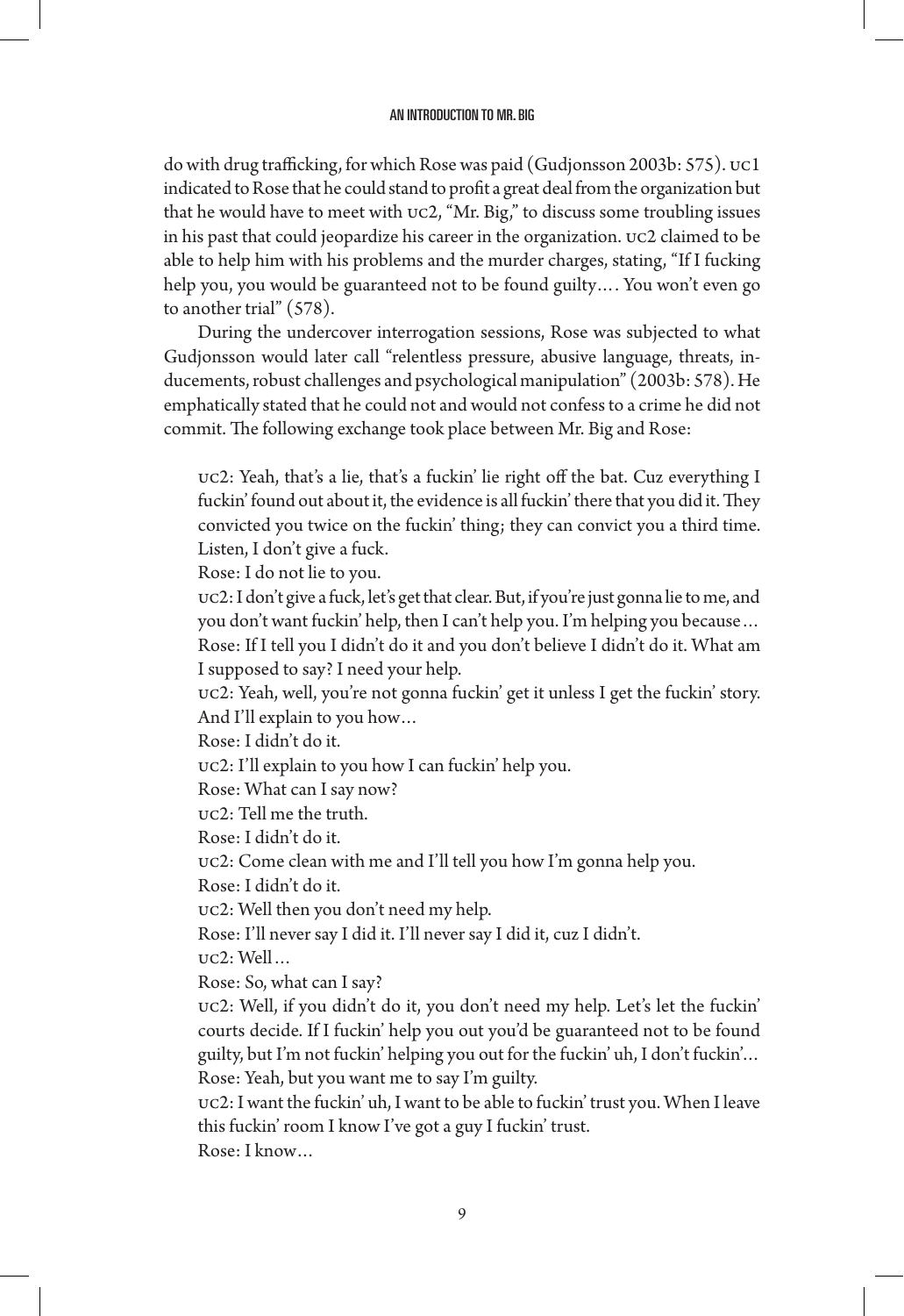do with drug trafficking, for which Rose was paid (Gudjonsson 2003b: 575). UC1 indicated to Rose that he could stand to profit a great deal from the organization but that he would have to meet with UC2, "Mr. Big," to discuss some troubling issues in his past that could jeopardize his career in the organization. UC2 claimed to be able to help him with his problems and the murder charges, stating, "If I fucking help you, you would be guaranteed not to be found guilty.… You won't even go to another trial" (578).

During the undercover interrogation sessions, Rose was subjected to what Gudjonsson would later call "relentless pressure, abusive language, threats, inducements, robust challenges and psychological manipulation" (2003b: 578). He emphatically stated that he could not and would not confess to a crime he did not commit. The following exchange took place between Mr. Big and Rose:

> UC2: Yeah, that's a lie, that's a fuckin' lie right off the bat. Cuz everything I fuckin' found out about it, the evidence is all fuckin' there that you did it. They convicted you twice on the fuckin' thing; they can convict you a third time. Listen, I don't give a fuck.
>
> Rose: I do not lie to you.
>
> UC2: I don't give a fuck, let's get that clear. But, if you're just gonna lie to me, and you don't want fuckin' help, then I can't help you. I'm helping you because…
>
> Rose: If I tell you I didn't do it and you don't believe I didn't do it. What am I supposed to say? I need your help.
>
> UC2: Yeah, well, you're not gonna fuckin' get it unless I get the fuckin' story. And I'll explain to you how…
>
> Rose: I didn't do it.
>
> UC2: I'll explain to you how I can fuckin' help you.
>
> Rose: What can I say now?
>
> UC2: Tell me the truth.
>
> Rose: I didn't do it.
>
> UC2: Come clean with me and I'll tell you how I'm gonna help you.
>
> Rose: I didn't do it.
>
> UC2: Well then you don't need my help.
>
> Rose: I'll never say I did it. I'll never say I did it, cuz I didn't.
>
> UC2: Well…
>
> Rose: So, what can I say?
>
> UC2: Well, if you didn't do it, you don't need my help. Let's let the fuckin' courts decide. If I fuckin' help you out you'd be guaranteed not to be found guilty, but I'm not fuckin' helping you out for the fuckin' uh, I don't fuckin'…
>
> Rose: Yeah, but you want me to say I'm guilty.
>
> UC2: I want the fuckin' uh, I want to be able to fuckin' trust you. When I leave this fuckin' room I know I've got a guy I fuckin' trust.
>
> Rose: I know…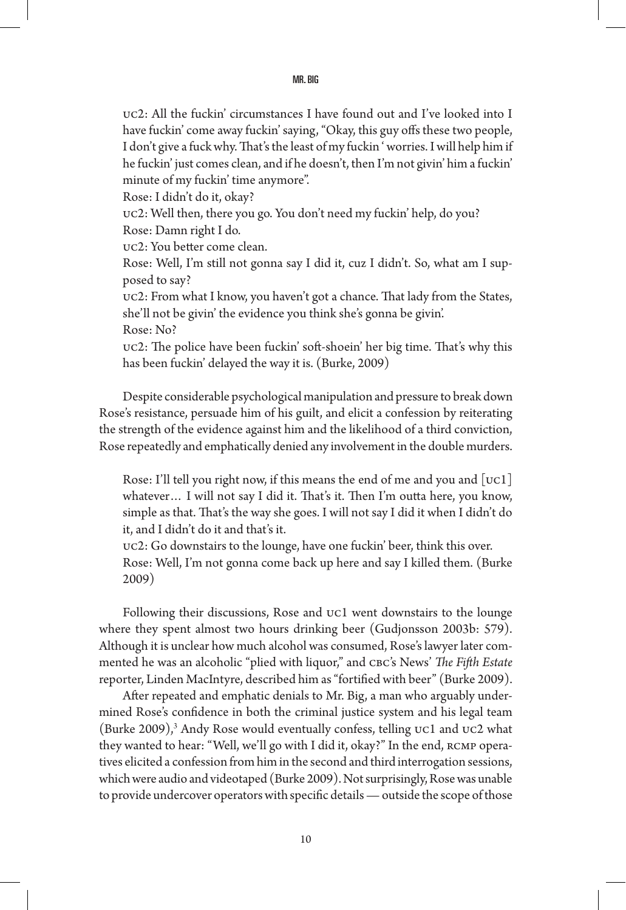UC2: All the fuckin' circumstances I have found out and I've looked into I have fuckin' come away fuckin' saying, "Okay, this guy offs these two people, I don't give a fuck why. That's the least of my fuckin ' worries. I will help him if he fuckin' just comes clean, and if he doesn't, then I'm not givin' him a fuckin' minute of my fuckin' time anymore".

Rose: I didn't do it, okay?

UC2: Well then, there you go. You don't need my fuckin' help, do you?

Rose: Damn right I do.

UC2: You better come clean.

Rose: Well, I'm still not gonna say I did it, cuz I didn't. So, what am I supposed to say?

UC2: From what I know, you haven't got a chance. That lady from the States, she'll not be givin' the evidence you think she's gonna be givin'.

Rose: No?

UC2: The police have been fuckin' soft-shoein' her big time. That's why this has been fuckin' delayed the way it is. (Burke, 2009)

Despite considerable psychological manipulation and pressure to break down Rose's resistance, persuade him of his guilt, and elicit a confession by reiterating the strength of the evidence against him and the likelihood of a third conviction, Rose repeatedly and emphatically denied any involvement in the double murders.

Rose: I'll tell you right now, if this means the end of me and you and [UC1] whatever… I will not say I did it. That's it. Then I'm outta here, you know, simple as that. That's the way she goes. I will not say I did it when I didn't do it, and I didn't do it and that's it.

UC2: Go downstairs to the lounge, have one fuckin' beer, think this over.

Rose: Well, I'm not gonna come back up here and say I killed them. (Burke 2009)

Following their discussions, Rose and UC1 went downstairs to the lounge where they spent almost two hours drinking beer (Gudjonsson 2003b: 579). Although it is unclear how much alcohol was consumed, Rose's lawyer later commented he was an alcoholic "plied with liquor," and CBC's News' *The Fifth Estate* reporter, Linden MacIntyre, described him as "fortified with beer" (Burke 2009).

After repeated and emphatic denials to Mr. Big, a man who arguably undermined Rose's confidence in both the criminal justice system and his legal team (Burke 2009),[3] Andy Rose would eventually confess, telling UC1 and UC2 what they wanted to hear: "Well, we'll go with I did it, okay?" In the end, RCMP operatives elicited a confession from him in the second and third interrogation sessions, which were audio and videotaped (Burke 2009). Not surprisingly, Rose was unable to provide undercover operators with specific details — outside the scope of those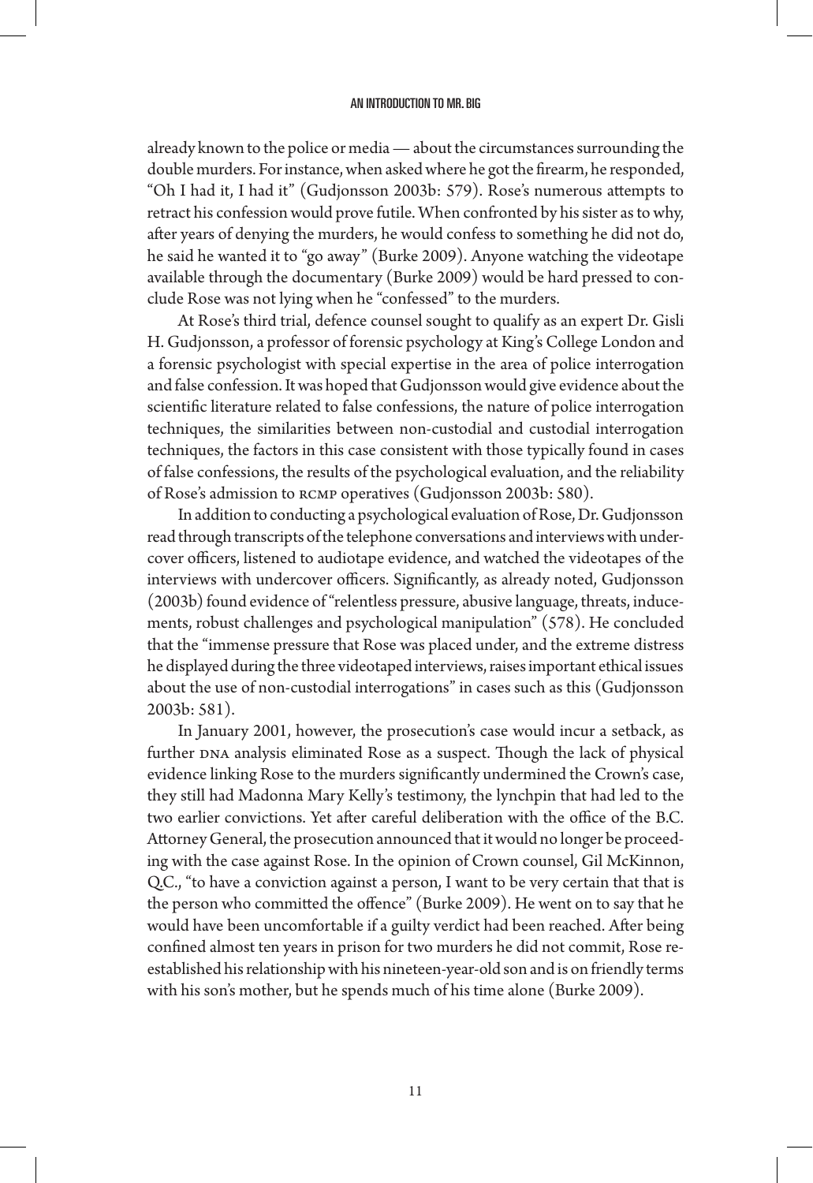already known to the police or media — about the circumstances surrounding the double murders. For instance, when asked where he got the firearm, he responded, "Oh I had it, I had it" (Gudjonsson 2003b: 579). Rose's numerous attempts to retract his confession would prove futile. When confronted by his sister as to why, after years of denying the murders, he would confess to something he did not do, he said he wanted it to "go away" (Burke 2009). Anyone watching the videotape available through the documentary (Burke 2009) would be hard pressed to conclude Rose was not lying when he "confessed" to the murders.

At Rose's third trial, defence counsel sought to qualify as an expert Dr. Gisli H. Gudjonsson, a professor of forensic psychology at King's College London and a forensic psychologist with special expertise in the area of police interrogation and false confession. It was hoped that Gudjonsson would give evidence about the scientific literature related to false confessions, the nature of police interrogation techniques, the similarities between non-custodial and custodial interrogation techniques, the factors in this case consistent with those typically found in cases of false confessions, the results of the psychological evaluation, and the reliability of Rose's admission to RCMP operatives (Gudjonsson 2003b: 580).

In addition to conducting a psychological evaluation of Rose, Dr. Gudjonsson read through transcripts of the telephone conversations and interviews with undercover officers, listened to audiotape evidence, and watched the videotapes of the interviews with undercover officers. Significantly, as already noted, Gudjonsson (2003b) found evidence of "relentless pressure, abusive language, threats, inducements, robust challenges and psychological manipulation" (578). He concluded that the "immense pressure that Rose was placed under, and the extreme distress he displayed during the three videotaped interviews, raises important ethical issues about the use of non-custodial interrogations" in cases such as this (Gudjonsson 2003b: 581).

In January 2001, however, the prosecution's case would incur a setback, as further DNA analysis eliminated Rose as a suspect. Though the lack of physical evidence linking Rose to the murders significantly undermined the Crown's case, they still had Madonna Mary Kelly's testimony, the lynchpin that had led to the two earlier convictions. Yet after careful deliberation with the office of the B.C. Attorney General, the prosecution announced that it would no longer be proceeding with the case against Rose. In the opinion of Crown counsel, Gil McKinnon, Q.C., "to have a conviction against a person, I want to be very certain that that is the person who committed the offence" (Burke 2009). He went on to say that he would have been uncomfortable if a guilty verdict had been reached. After being confined almost ten years in prison for two murders he did not commit, Rose reestablished his relationship with his nineteen-year-old son and is on friendly terms with his son's mother, but he spends much of his time alone (Burke 2009).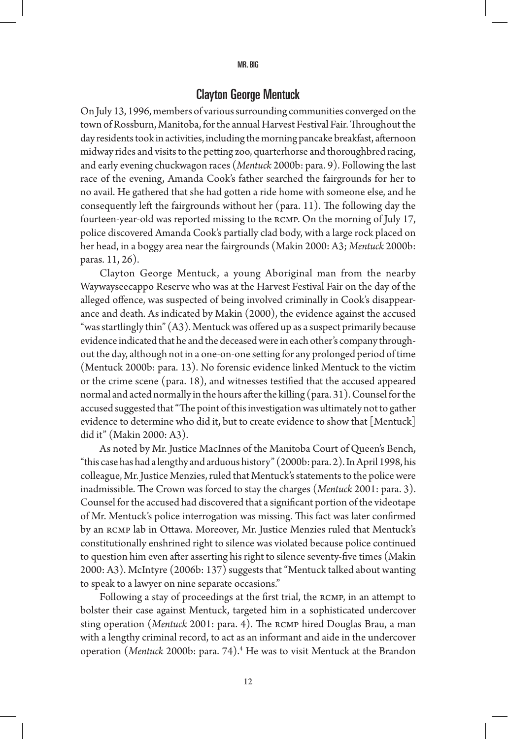## Clayton George Mentuck

On July 13, 1996, members of various surrounding communities converged on the town of Rossburn, Manitoba, for the annual Harvest Festival Fair. Throughout the day residents took in activities, including the morning pancake breakfast, afternoon midway rides and visits to the petting zoo, quarterhorse and thoroughbred racing, and early evening chuckwagon races (*Mentuck* 2000b: para. 9). Following the last race of the evening, Amanda Cook's father searched the fairgrounds for her to no avail. He gathered that she had gotten a ride home with someone else, and he consequently left the fairgrounds without her (para. 11). The following day the fourteen-year-old was reported missing to the RCMP. On the morning of July 17, police discovered Amanda Cook's partially clad body, with a large rock placed on her head, in a boggy area near the fairgrounds (Makin 2000: A3; *Mentuck* 2000b: paras. 11, 26).

Clayton George Mentuck, a young Aboriginal man from the nearby Waywayseecappo Reserve who was at the Harvest Festival Fair on the day of the alleged offence, was suspected of being involved criminally in Cook's disappearance and death. As indicated by Makin (2000), the evidence against the accused "was startlingly thin" (A3). Mentuck was offered up as a suspect primarily because evidence indicated that he and the deceased were in each other's company throughout the day, although not in a one-on-one setting for any prolonged period of time (Mentuck 2000b: para. 13). No forensic evidence linked Mentuck to the victim or the crime scene (para. 18), and witnesses testified that the accused appeared normal and acted normally in the hours after the killing (para. 31). Counsel for the accused suggested that "The point of this investigation was ultimately not to gather evidence to determine who did it, but to create evidence to show that [Mentuck] did it" (Makin 2000: A3).

As noted by Mr. Justice MacInnes of the Manitoba Court of Queen's Bench, "this case has had a lengthy and arduous history" (2000b: para. 2). In April 1998, his colleague, Mr. Justice Menzies, ruled that Mentuck's statements to the police were inadmissible. The Crown was forced to stay the charges (*Mentuck* 2001: para. 3). Counsel for the accused had discovered that a significant portion of the videotape of Mr. Mentuck's police interrogation was missing. This fact was later confirmed by an RCMP lab in Ottawa. Moreover, Mr. Justice Menzies ruled that Mentuck's constitutionally enshrined right to silence was violated because police continued to question him even after asserting his right to silence seventy-five times (Makin 2000: A3). McIntyre (2006b: 137) suggests that "Mentuck talked about wanting to speak to a lawyer on nine separate occasions."

Following a stay of proceedings at the first trial, the RCMP, in an attempt to bolster their case against Mentuck, targeted him in a sophisticated undercover sting operation (*Mentuck* 2001: para. 4). The RCMP hired Douglas Brau, a man with a lengthy criminal record, to act as an informant and aide in the undercover operation (*Mentuck* 2000b: para. 74).[4] He was to visit Mentuck at the Brandon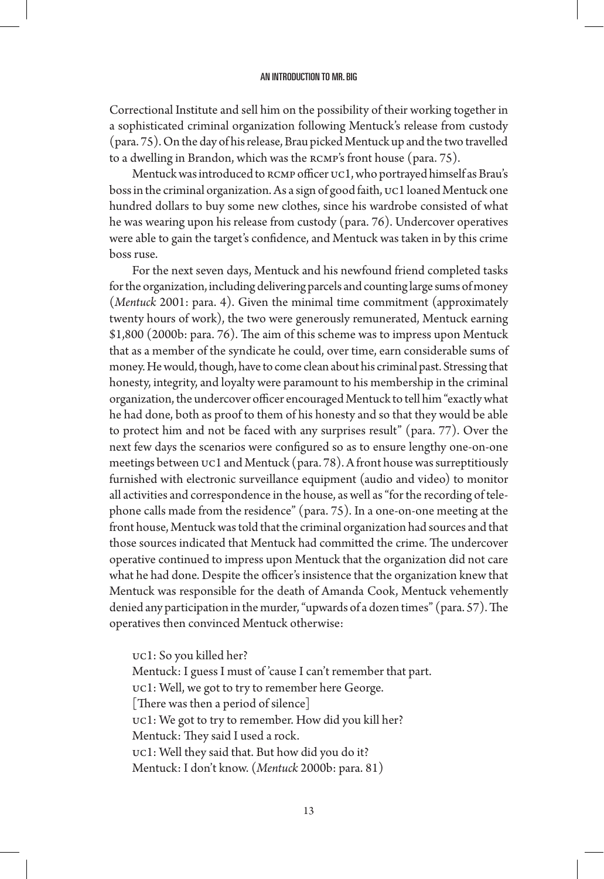Correctional Institute and sell him on the possibility of their working together in a sophisticated criminal organization following Mentuck's release from custody (para. 75). On the day of his release, Brau picked Mentuck up and the two travelled to a dwelling in Brandon, which was the RCMP's front house (para. 75).

Mentuck was introduced to RCMP officer UC1, who portrayed himself as Brau's boss in the criminal organization. As a sign of good faith, UC1 loaned Mentuck one hundred dollars to buy some new clothes, since his wardrobe consisted of what he was wearing upon his release from custody (para. 76). Undercover operatives were able to gain the target's confidence, and Mentuck was taken in by this crime boss ruse.

For the next seven days, Mentuck and his newfound friend completed tasks for the organization, including delivering parcels and counting large sums of money (*Mentuck* 2001: para. 4). Given the minimal time commitment (approximately twenty hours of work), the two were generously remunerated, Mentuck earning $1,800 (2000b: para. 76). The aim of this scheme was to impress upon Mentuck that as a member of the syndicate he could, over time, earn considerable sums of money. He would, though, have to come clean about his criminal past. Stressing that honesty, integrity, and loyalty were paramount to his membership in the criminal organization, the undercover officer encouraged Mentuck to tell him "exactly what he had done, both as proof to them of his honesty and so that they would be able to protect him and not be faced with any surprises result" (para. 77). Over the next few days the scenarios were configured so as to ensure lengthy one-on-one meetings between UC1 and Mentuck (para. 78). A front house was surreptitiously furnished with electronic surveillance equipment (audio and video) to monitor all activities and correspondence in the house, as well as "for the recording of telephone calls made from the residence" (para. 75). In a one-on-one meeting at the front house, Mentuck was told that the criminal organization had sources and that those sources indicated that Mentuck had committed the crime. The undercover operative continued to impress upon Mentuck that the organization did not care what he had done. Despite the officer's insistence that the organization knew that Mentuck was responsible for the death of Amanda Cook, Mentuck vehemently denied any participation in the murder, "upwards of a dozen times" (para. 57). The operatives then convinced Mentuck otherwise:

> UC1: So you killed her?
> Mentuck: I guess I must of 'cause I can't remember that part.
> UC1: Well, we got to try to remember here George.
> [There was then a period of silence]
> UC1: We got to try to remember. How did you kill her?
> Mentuck: They said I used a rock.
> UC1: Well they said that. But how did you do it?
> Mentuck: I don't know. (*Mentuck* 2000b: para. 81)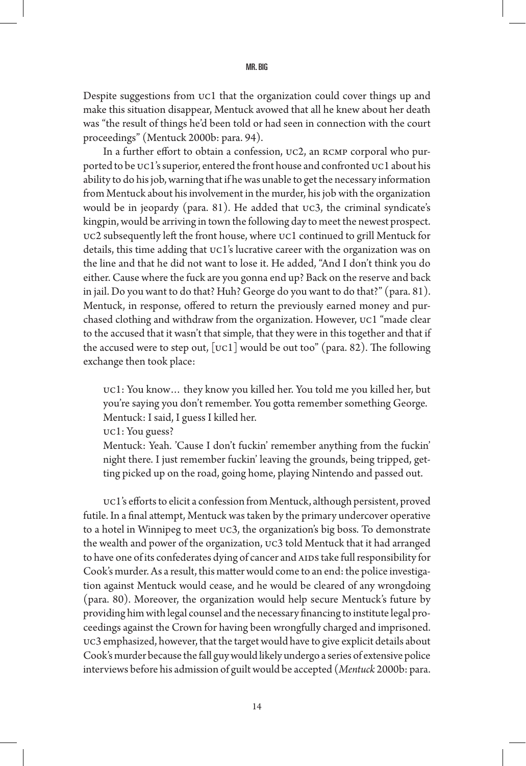Despite suggestions from UC1 that the organization could cover things up and make this situation disappear, Mentuck avowed that all he knew about her death was "the result of things he'd been told or had seen in connection with the court proceedings" (Mentuck 2000b: para. 94).

In a further effort to obtain a confession, UC2, an RCMP corporal who purported to be UC1's superior, entered the front house and confronted UC1 about his ability to do his job, warning that if he was unable to get the necessary information from Mentuck about his involvement in the murder, his job with the organization would be in jeopardy (para. 81). He added that UC3, the criminal syndicate's kingpin, would be arriving in town the following day to meet the newest prospect. UC2 subsequently left the front house, where UC1 continued to grill Mentuck for details, this time adding that UC1's lucrative career with the organization was on the line and that he did not want to lose it. He added, "And I don't think you do either. Cause where the fuck are you gonna end up? Back on the reserve and back in jail. Do you want to do that? Huh? George do you want to do that?" (para. 81). Mentuck, in response, offered to return the previously earned money and purchased clothing and withdraw from the organization. However, UC1 "made clear to the accused that it wasn't that simple, that they were in this together and that if the accused were to step out, [UC1] would be out too" (para. 82). The following exchange then took place:

> UC1: You know… they know you killed her. You told me you killed her, but you're saying you don't remember. You gotta remember something George.
> Mentuck: I said, I guess I killed her.
> UC1: You guess?
> Mentuck: Yeah. 'Cause I don't fuckin' remember anything from the fuckin' night there. I just remember fuckin' leaving the grounds, being tripped, getting picked up on the road, going home, playing Nintendo and passed out.

UC1's efforts to elicit a confession from Mentuck, although persistent, proved futile. In a final attempt, Mentuck was taken by the primary undercover operative to a hotel in Winnipeg to meet UC3, the organization's big boss. To demonstrate the wealth and power of the organization, UC3 told Mentuck that it had arranged to have one of its confederates dying of cancer and AIDS take full responsibility for Cook's murder. As a result, this matter would come to an end: the police investigation against Mentuck would cease, and he would be cleared of any wrongdoing (para. 80). Moreover, the organization would help secure Mentuck's future by providing him with legal counsel and the necessary financing to institute legal proceedings against the Crown for having been wrongfully charged and imprisoned. UC3 emphasized, however, that the target would have to give explicit details about Cook's murder because the fall guy would likely undergo a series of extensive police interviews before his admission of guilt would be accepted (*Mentuck* 2000b: para.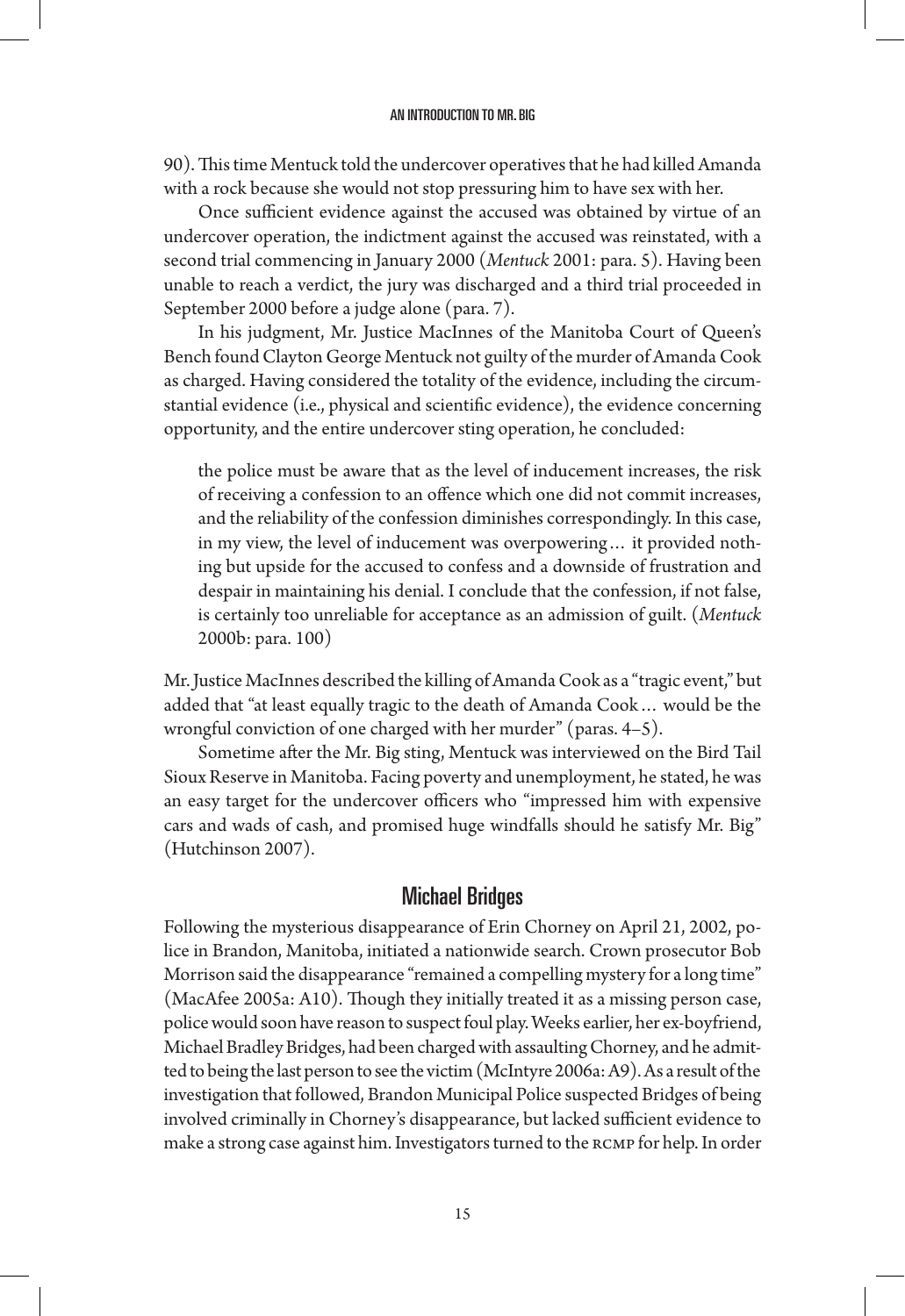90). This time Mentuck told the undercover operatives that he had killed Amanda with a rock because she would not stop pressuring him to have sex with her.

Once sufficient evidence against the accused was obtained by virtue of an undercover operation, the indictment against the accused was reinstated, with a second trial commencing in January 2000 (*Mentuck* 2001: para. 5). Having been unable to reach a verdict, the jury was discharged and a third trial proceeded in September 2000 before a judge alone (para. 7).

In his judgment, Mr. Justice MacInnes of the Manitoba Court of Queen's Bench found Clayton George Mentuck not guilty of the murder of Amanda Cook as charged. Having considered the totality of the evidence, including the circumstantial evidence (i.e., physical and scientific evidence), the evidence concerning opportunity, and the entire undercover sting operation, he concluded:

> the police must be aware that as the level of inducement increases, the risk of receiving a confession to an offence which one did not commit increases, and the reliability of the confession diminishes correspondingly. In this case, in my view, the level of inducement was overpowering… it provided nothing but upside for the accused to confess and a downside of frustration and despair in maintaining his denial. I conclude that the confession, if not false, is certainly too unreliable for acceptance as an admission of guilt. (*Mentuck* 2000b: para. 100)

Mr. Justice MacInnes described the killing of Amanda Cook as a "tragic event," but added that "at least equally tragic to the death of Amanda Cook… would be the wrongful conviction of one charged with her murder" (paras. 4–5).

Sometime after the Mr. Big sting, Mentuck was interviewed on the Bird Tail Sioux Reserve in Manitoba. Facing poverty and unemployment, he stated, he was an easy target for the undercover officers who "impressed him with expensive cars and wads of cash, and promised huge windfalls should he satisfy Mr. Big" (Hutchinson 2007).

## Michael Bridges

Following the mysterious disappearance of Erin Chorney on April 21, 2002, police in Brandon, Manitoba, initiated a nationwide search. Crown prosecutor Bob Morrison said the disappearance "remained a compelling mystery for a long time" (MacAfee 2005a: A10). Though they initially treated it as a missing person case, police would soon have reason to suspect foul play. Weeks earlier, her ex-boyfriend, Michael Bradley Bridges, had been charged with assaulting Chorney, and he admitted to being the last person to see the victim (McIntyre 2006a: A9). As a result of the investigation that followed, Brandon Municipal Police suspected Bridges of being involved criminally in Chorney's disappearance, but lacked sufficient evidence to make a strong case against him. Investigators turned to the RCMP for help. In order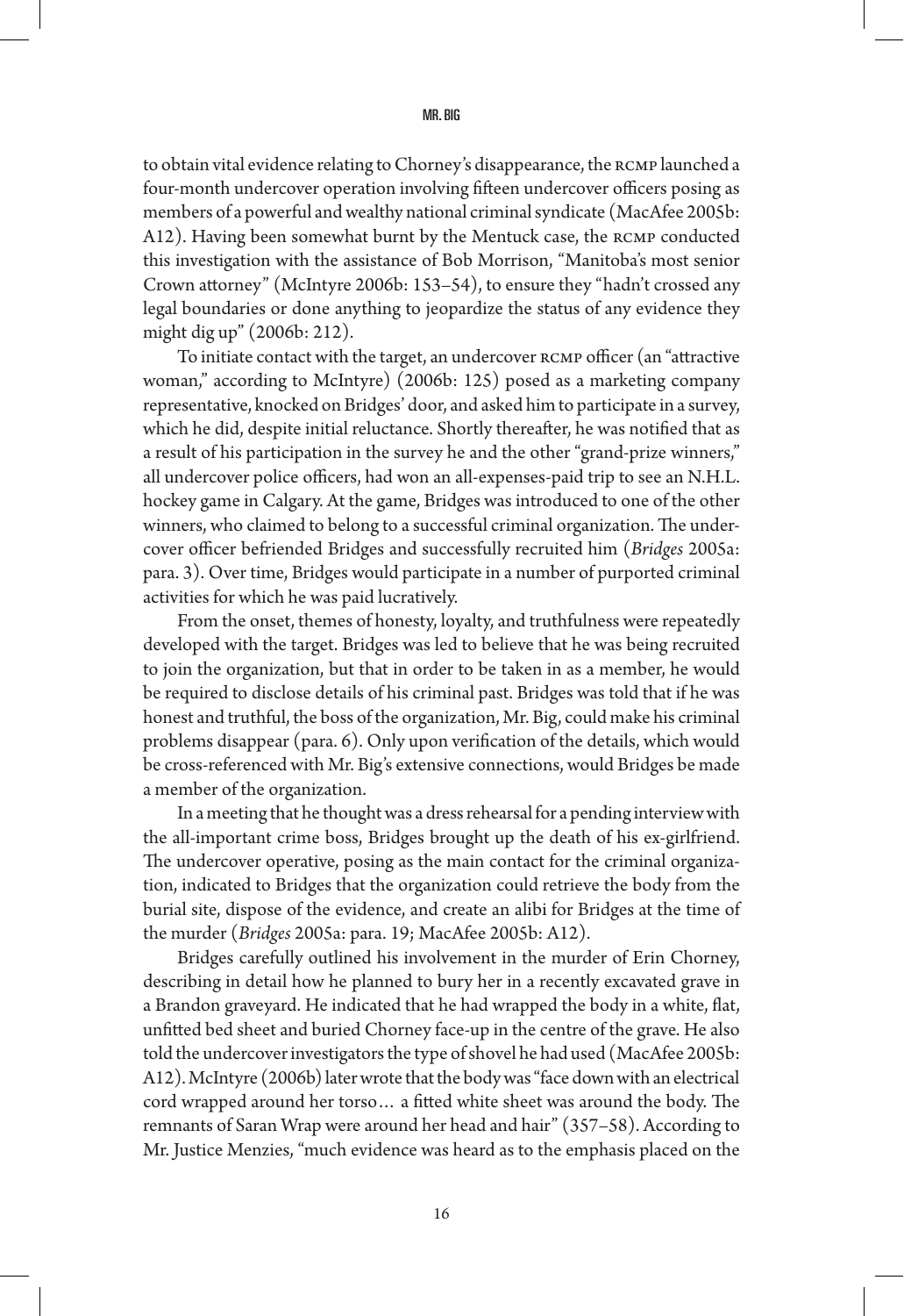to obtain vital evidence relating to Chorney's disappearance, the RCMP launched a four-month undercover operation involving fifteen undercover officers posing as members of a powerful and wealthy national criminal syndicate (MacAfee 2005b: A12). Having been somewhat burnt by the Mentuck case, the RCMP conducted this investigation with the assistance of Bob Morrison, "Manitoba's most senior Crown attorney" (McIntyre 2006b: 153–54), to ensure they "hadn't crossed any legal boundaries or done anything to jeopardize the status of any evidence they might dig up" (2006b: 212).

To initiate contact with the target, an undercover RCMP officer (an "attractive woman," according to McIntyre) (2006b: 125) posed as a marketing company representative, knocked on Bridges' door, and asked him to participate in a survey, which he did, despite initial reluctance. Shortly thereafter, he was notified that as a result of his participation in the survey he and the other "grand-prize winners," all undercover police officers, had won an all-expenses-paid trip to see an N.H.L. hockey game in Calgary. At the game, Bridges was introduced to one of the other winners, who claimed to belong to a successful criminal organization. The undercover officer befriended Bridges and successfully recruited him (*Bridges* 2005a: para. 3). Over time, Bridges would participate in a number of purported criminal activities for which he was paid lucratively.

From the onset, themes of honesty, loyalty, and truthfulness were repeatedly developed with the target. Bridges was led to believe that he was being recruited to join the organization, but that in order to be taken in as a member, he would be required to disclose details of his criminal past. Bridges was told that if he was honest and truthful, the boss of the organization, Mr. Big, could make his criminal problems disappear (para. 6). Only upon verification of the details, which would be cross-referenced with Mr. Big's extensive connections, would Bridges be made a member of the organization.

In a meeting that he thought was a dress rehearsal for a pending interview with the all-important crime boss, Bridges brought up the death of his ex-girlfriend. The undercover operative, posing as the main contact for the criminal organization, indicated to Bridges that the organization could retrieve the body from the burial site, dispose of the evidence, and create an alibi for Bridges at the time of the murder (*Bridges* 2005a: para. 19; MacAfee 2005b: A12).

Bridges carefully outlined his involvement in the murder of Erin Chorney, describing in detail how he planned to bury her in a recently excavated grave in a Brandon graveyard. He indicated that he had wrapped the body in a white, flat, unfitted bed sheet and buried Chorney face-up in the centre of the grave. He also told the undercover investigators the type of shovel he had used (MacAfee 2005b: A12). McIntyre (2006b) later wrote that the body was "face down with an electrical cord wrapped around her torso… a fitted white sheet was around the body. The remnants of Saran Wrap were around her head and hair" (357–58). According to Mr. Justice Menzies, "much evidence was heard as to the emphasis placed on the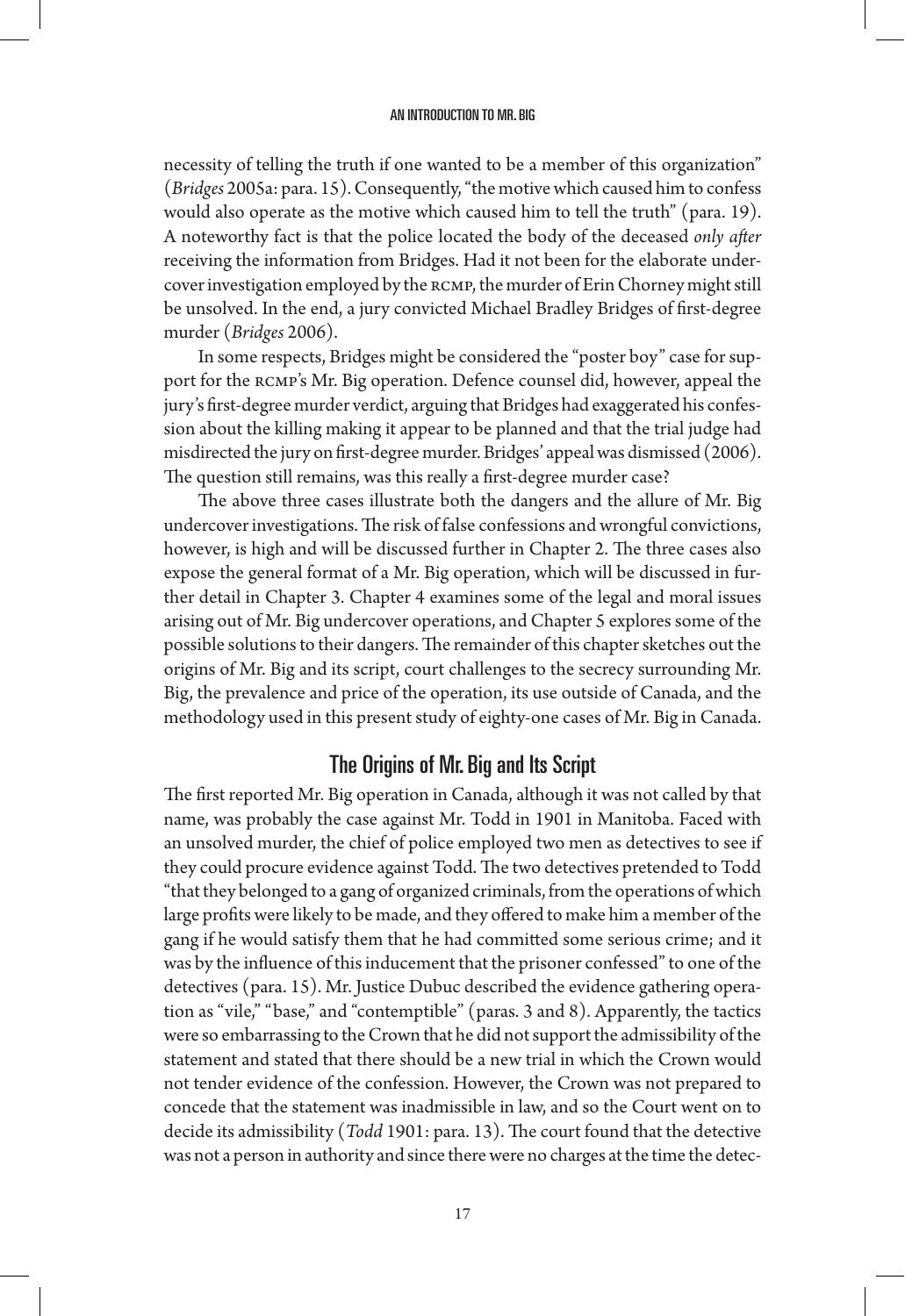necessity of telling the truth if one wanted to be a member of this organization" (*Bridges* 2005a: para. 15). Consequently, "the motive which caused him to confess would also operate as the motive which caused him to tell the truth" (para. 19). A noteworthy fact is that the police located the body of the deceased *only after* receiving the information from Bridges. Had it not been for the elaborate undercover investigation employed by the RCMP, the murder of Erin Chorney might still be unsolved. In the end, a jury convicted Michael Bradley Bridges of first-degree murder (*Bridges* 2006).

In some respects, Bridges might be considered the "poster boy" case for support for the RCMP's Mr. Big operation. Defence counsel did, however, appeal the jury's first-degree murder verdict, arguing that Bridges had exaggerated his confession about the killing making it appear to be planned and that the trial judge had misdirected the jury on first-degree murder. Bridges' appeal was dismissed (2006). The question still remains, was this really a first-degree murder case?

The above three cases illustrate both the dangers and the allure of Mr. Big undercover investigations. The risk of false confessions and wrongful convictions, however, is high and will be discussed further in Chapter 2. The three cases also expose the general format of a Mr. Big operation, which will be discussed in further detail in Chapter 3. Chapter 4 examines some of the legal and moral issues arising out of Mr. Big undercover operations, and Chapter 5 explores some of the possible solutions to their dangers. The remainder of this chapter sketches out the origins of Mr. Big and its script, court challenges to the secrecy surrounding Mr. Big, the prevalence and price of the operation, its use outside of Canada, and the methodology used in this present study of eighty-one cases of Mr. Big in Canada.

## The Origins of Mr. Big and Its Script

The first reported Mr. Big operation in Canada, although it was not called by that name, was probably the case against Mr. Todd in 1901 in Manitoba. Faced with an unsolved murder, the chief of police employed two men as detectives to see if they could procure evidence against Todd. The two detectives pretended to Todd "that they belonged to a gang of organized criminals, from the operations of which large profits were likely to be made, and they offered to make him a member of the gang if he would satisfy them that he had committed some serious crime; and it was by the influence of this inducement that the prisoner confessed" to one of the detectives (para. 15). Mr. Justice Dubuc described the evidence gathering operation as "vile," "base," and "contemptible" (paras. 3 and 8). Apparently, the tactics were so embarrassing to the Crown that he did not support the admissibility of the statement and stated that there should be a new trial in which the Crown would not tender evidence of the confession. However, the Crown was not prepared to concede that the statement was inadmissible in law, and so the Court went on to decide its admissibility (*Todd* 1901: para. 13). The court found that the detective was not a person in authority and since there were no charges at the time the detec-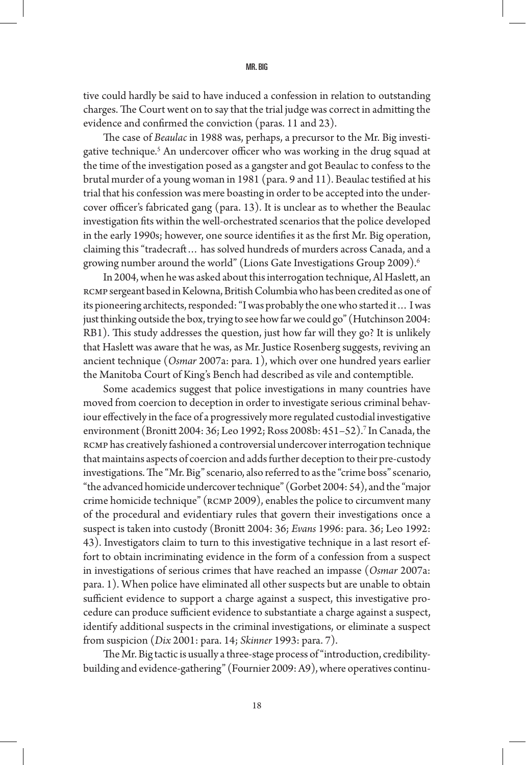tive could hardly be said to have induced a confession in relation to outstanding charges. The Court went on to say that the trial judge was correct in admitting the evidence and confirmed the conviction (paras. 11 and 23).

The case of *Beaulac* in 1988 was, perhaps, a precursor to the Mr. Big investigative technique.[5] An undercover officer who was working in the drug squad at the time of the investigation posed as a gangster and got Beaulac to confess to the brutal murder of a young woman in 1981 (para. 9 and 11). Beaulac testified at his trial that his confession was mere boasting in order to be accepted into the undercover officer's fabricated gang (para. 13). It is unclear as to whether the Beaulac investigation fits within the well-orchestrated scenarios that the police developed in the early 1990s; however, one source identifies it as the first Mr. Big operation, claiming this "tradecraft… has solved hundreds of murders across Canada, and a growing number around the world" (Lions Gate Investigations Group 2009).[6]

In 2004, when he was asked about this interrogation technique, Al Haslett, an RCMP sergeant based in Kelowna, British Columbia who has been credited as one of its pioneering architects, responded: "I was probably the one who started it… I was just thinking outside the box, trying to see how far we could go" (Hutchinson 2004: RB1). This study addresses the question, just how far will they go? It is unlikely that Haslett was aware that he was, as Mr. Justice Rosenberg suggests, reviving an ancient technique (*Osmar* 2007a: para. 1), which over one hundred years earlier the Manitoba Court of King's Bench had described as vile and contemptible.

Some academics suggest that police investigations in many countries have moved from coercion to deception in order to investigate serious criminal behaviour effectively in the face of a progressively more regulated custodial investigative environment (Bronitt 2004: 36; Leo 1992; Ross 2008b: 451–52).[7] In Canada, the RCMP has creatively fashioned a controversial undercover interrogation technique that maintains aspects of coercion and adds further deception to their pre-custody investigations. The "Mr. Big" scenario, also referred to as the "crime boss" scenario, "the advanced homicide undercover technique" (Gorbet 2004: 54), and the "major crime homicide technique" (RCMP 2009), enables the police to circumvent many of the procedural and evidentiary rules that govern their investigations once a suspect is taken into custody (Bronitt 2004: 36; *Evans* 1996: para. 36; Leo 1992: 43). Investigators claim to turn to this investigative technique in a last resort effort to obtain incriminating evidence in the form of a confession from a suspect in investigations of serious crimes that have reached an impasse (*Osmar* 2007a: para. 1). When police have eliminated all other suspects but are unable to obtain sufficient evidence to support a charge against a suspect, this investigative procedure can produce sufficient evidence to substantiate a charge against a suspect, identify additional suspects in the criminal investigations, or eliminate a suspect from suspicion (*Dix* 2001: para. 14; *Skinner* 1993: para. 7).

The Mr. Big tactic is usually a three-stage process of "introduction, credibility-building and evidence-gathering" (Fournier 2009: A9), where operatives continu-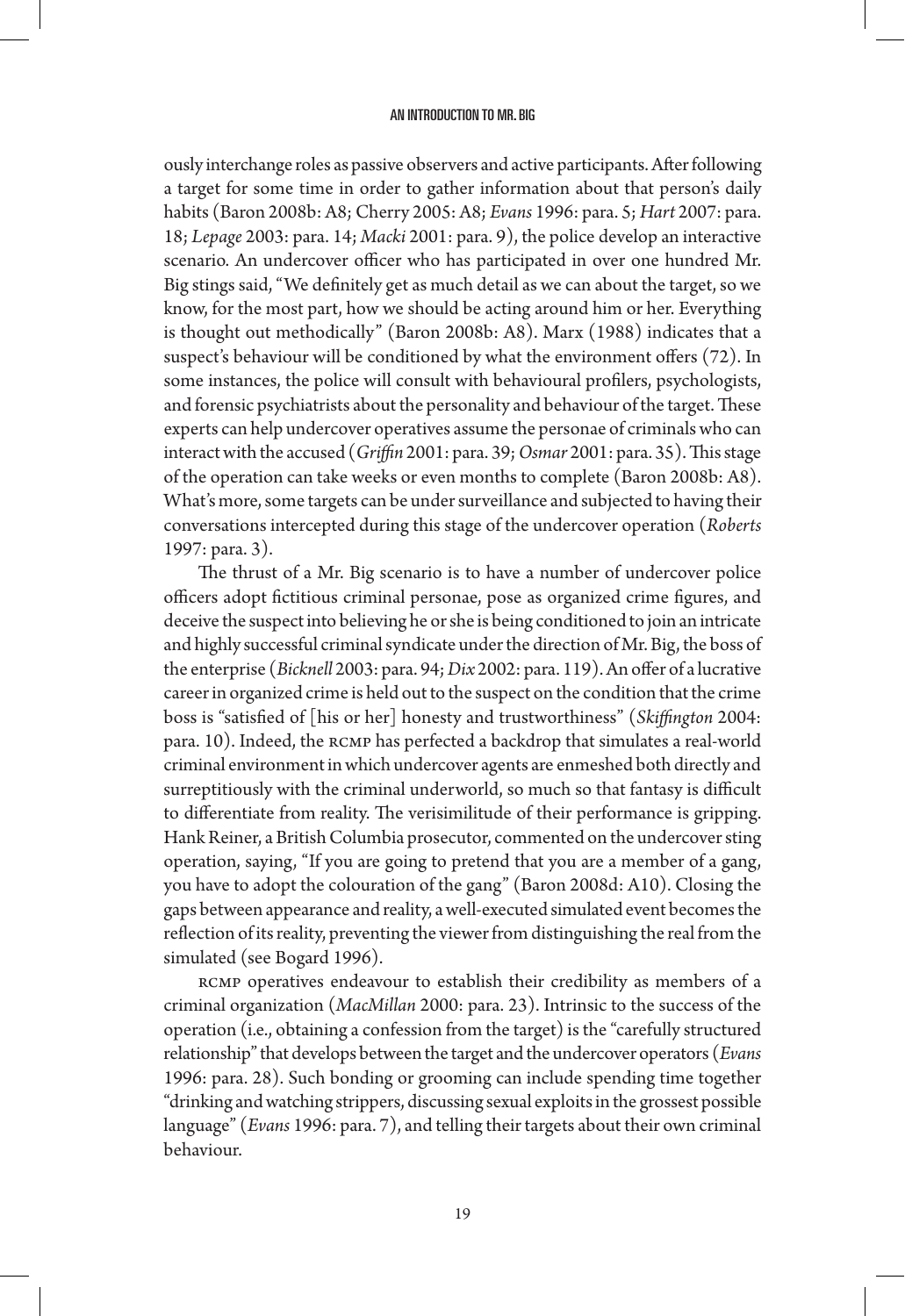ously interchange roles as passive observers and active participants. After following a target for some time in order to gather information about that person's daily habits (Baron 2008b: A8; Cherry 2005: A8; *Evans* 1996: para. 5; *Hart* 2007: para. 18; *Lepage* 2003: para. 14; *Macki* 2001: para. 9), the police develop an interactive scenario. An undercover officer who has participated in over one hundred Mr. Big stings said, "We definitely get as much detail as we can about the target, so we know, for the most part, how we should be acting around him or her. Everything is thought out methodically" (Baron 2008b: A8). Marx (1988) indicates that a suspect's behaviour will be conditioned by what the environment offers (72). In some instances, the police will consult with behavioural profilers, psychologists, and forensic psychiatrists about the personality and behaviour of the target. These experts can help undercover operatives assume the personae of criminals who can interact with the accused (*Griffin* 2001: para. 39; *Osmar* 2001: para. 35). This stage of the operation can take weeks or even months to complete (Baron 2008b: A8). What's more, some targets can be under surveillance and subjected to having their conversations intercepted during this stage of the undercover operation (*Roberts* 1997: para. 3).

The thrust of a Mr. Big scenario is to have a number of undercover police officers adopt fictitious criminal personae, pose as organized crime figures, and deceive the suspect into believing he or she is being conditioned to join an intricate and highly successful criminal syndicate under the direction of Mr. Big, the boss of the enterprise (*Bicknell* 2003: para. 94; *Dix* 2002: para. 119). An offer of a lucrative career in organized crime is held out to the suspect on the condition that the crime boss is "satisfied of [his or her] honesty and trustworthiness" (*Skiffington* 2004: para. 10). Indeed, the RCMP has perfected a backdrop that simulates a real-world criminal environment in which undercover agents are enmeshed both directly and surreptitiously with the criminal underworld, so much so that fantasy is difficult to differentiate from reality. The verisimilitude of their performance is gripping. Hank Reiner, a British Columbia prosecutor, commented on the undercover sting operation, saying, "If you are going to pretend that you are a member of a gang, you have to adopt the colouration of the gang" (Baron 2008d: A10). Closing the gaps between appearance and reality, a well-executed simulated event becomes the reflection of its reality, preventing the viewer from distinguishing the real from the simulated (see Bogard 1996).

RCMP operatives endeavour to establish their credibility as members of a criminal organization (*MacMillan* 2000: para. 23). Intrinsic to the success of the operation (i.e., obtaining a confession from the target) is the "carefully structured relationship" that develops between the target and the undercover operators (*Evans* 1996: para. 28). Such bonding or grooming can include spending time together "drinking and watching strippers, discussing sexual exploits in the grossest possible language" (*Evans* 1996: para. 7), and telling their targets about their own criminal behaviour.